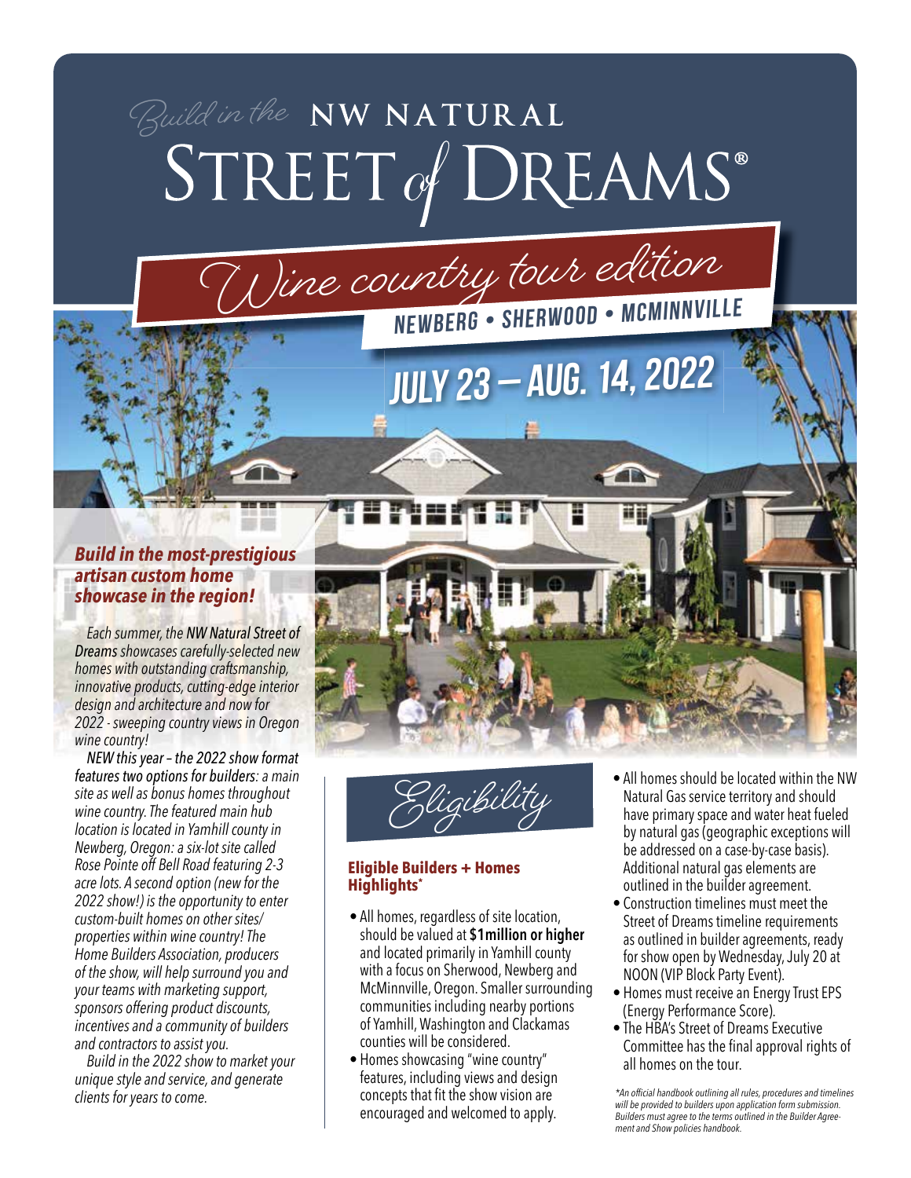*Build in the* **NW NATURAL**

# STREET *of* DREAMS®

## *Wine country tour edition*

**NEWBERG • SHERWOOD • MCMINNVILLE**

## JULY 23 – AUG. 14, 2022

### ***Build in the most-prestigious artisan custom home showcase in the region!***

*Each summer, the NW Natural Street of Dreams showcases carefully-selected new homes with outstanding craftsmanship, innovative products, cutting-edge interior design and architecture and now for 2022 - sweeping country views in Oregon wine country!*

*NEW this year – the 2022 show format features two options for builders: a main site as well as bonus homes throughout wine country. The featured main hub location is located in Yamhill county in Newberg, Oregon: a six-lot site called Rose Pointe off Bell Road featuring 2-3 acre lots. A second option (new for the 2022 show!) is the opportunity to enter custom-built homes on other sites/ properties within wine country! The Home Builders Association, producers of the show, will help surround you and your teams with marketing support, sponsors offering product discounts, incentives and a community of builders and contractors to assist you.*

*Build in the 2022 show to market your unique style and service, and generate clients for years to come.*

## *Eligibility*

### Eligible Builders + Homes Highlights*

- All homes, regardless of site location, should be valued at **$1million or higher** and located primarily in Yamhill county with a focus on Sherwood, Newberg and McMinnville, Oregon. Smaller surrounding communities including nearby portions of Yamhill, Washington and Clackamas counties will be considered.
- Homes showcasing "wine country" features, including views and design concepts that fit the show vision are encouraged and welcomed to apply.
- All homes should be located within the NW Natural Gas service territory and should have primary space and water heat fueled by natural gas (geographic exceptions will be addressed on a case-by-case basis). Additional natural gas elements are outlined in the builder agreement.
- Construction timelines must meet the Street of Dreams timeline requirements as outlined in builder agreements, ready for show open by Wednesday, July 20 at NOON (VIP Block Party Event).
- Homes must receive an Energy Trust EPS (Energy Performance Score).
- The HBA's Street of Dreams Executive Committee has the final approval rights of all homes on the tour.

*\*An official handbook outlining all rules, procedures and timelines will be provided to builders upon application form submission. Builders must agree to the terms outlined in the Builder Agreement and Show policies handbook.*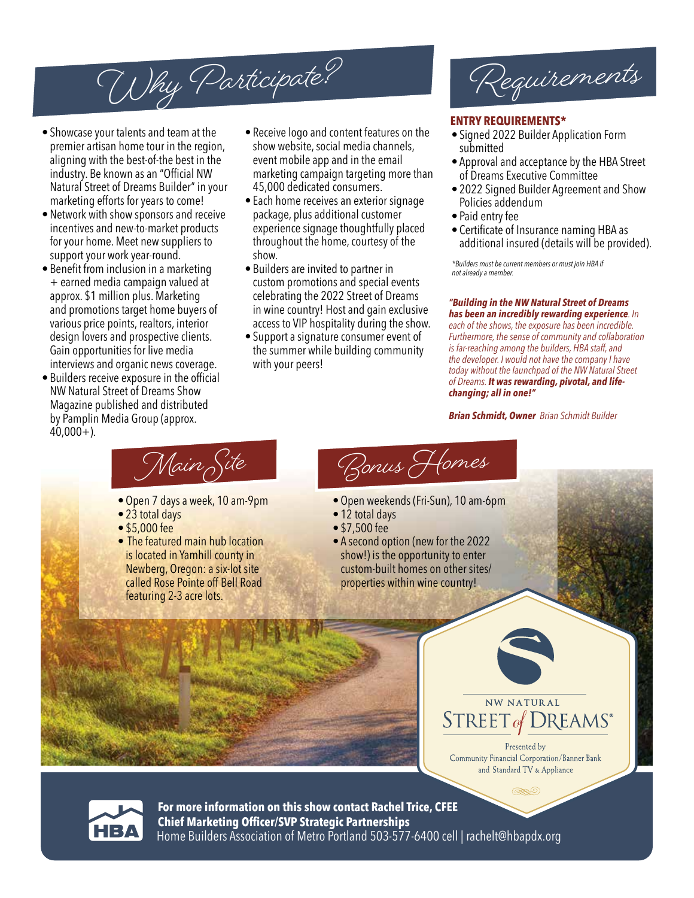## Why Participate?

- Showcase your talents and team at the premier artisan home tour in the region, aligning with the best-of-the best in the industry. Be known as an "Official NW Natural Street of Dreams Builder" in your marketing efforts for years to come!
- Network with show sponsors and receive incentives and new-to-market products for your home. Meet new suppliers to support your work year-round.
- Benefit from inclusion in a marketing + earned media campaign valued at approx. $1 million plus. Marketing and promotions target home buyers of various price points, realtors, interior design lovers and prospective clients. Gain opportunities for live media interviews and organic news coverage.
- Builders receive exposure in the official NW Natural Street of Dreams Show Magazine published and distributed by Pamplin Media Group (approx. 40,000+).
- Receive logo and content features on the show website, social media channels, event mobile app and in the email marketing campaign targeting more than 45,000 dedicated consumers.
- Each home receives an exterior signage package, plus additional customer experience signage thoughtfully placed throughout the home, courtesy of the show.
- Builders are invited to partner in custom promotions and special events celebrating the 2022 Street of Dreams in wine country! Host and gain exclusive access to VIP hospitality during the show.
- Support a signature consumer event of the summer while building community with your peers!

## Requirements

**ENTRY REQUIREMENTS***

- Signed 2022 Builder Application Form submitted
- Approval and acceptance by the HBA Street of Dreams Executive Committee
- 2022 Signed Builder Agreement and Show Policies addendum
- Paid entry fee
- Certificate of Insurance naming HBA as additional insured (details will be provided).

*Builders must be current members or must join HBA if not already a member.*

***"Building in the NW Natural Street of Dreams has been an incredibly rewarding experience**. In each of the shows, the exposure has been incredible. Furthermore, the sense of community and collaboration is far-reaching among the builders, HBA staff, and the developer. I would not have the company I have today without the launchpad of the NW Natural Street of Dreams. **It was rewarding, pivotal, and life-changing; all in one!"***

***Brian Schmidt, Owner** Brian Schmidt Builder*

## Main Site

- Open 7 days a week, 10 am-9pm
- 23 total days
- $5,000 fee
- The featured main hub location is located in Yamhill county in Newberg, Oregon: a six-lot site called Rose Pointe off Bell Road featuring 2-3 acre lots.

## Bonus Homes

- Open weekends (Fri-Sun), 10 am-6pm
- 12 total days
- $7,500 fee
- A second option (new for the 2022 show!) is the opportunity to enter custom-built homes on other sites/ properties within wine country!

NW NATURAL STREET of DREAMS®

Presented by Community Financial Corporation/Banner Bank and Standard TV & Appliance

**For more information on this show contact Rachel Trice, CFEE**
**Chief Marketing Officer/SVP Strategic Partnerships**
Home Builders Association of Metro Portland 503-577-6400 cell | rachelt@hbapdx.org